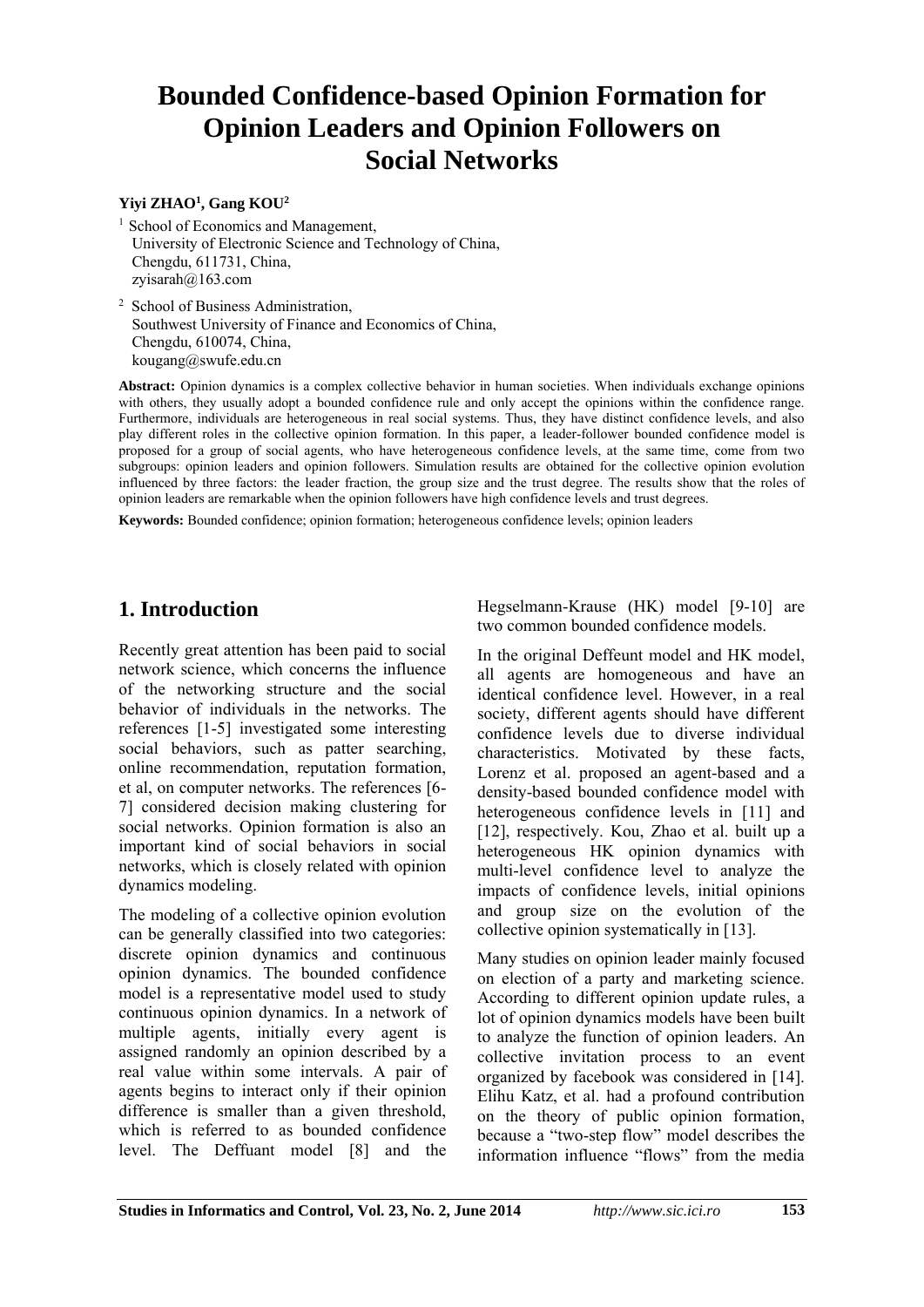# Bounded Confidence-based Opinion Formation for Opinion Leaders and Opinion Followers on Social Networks

**Yiyi ZHAO[1], Gang KOU[2]**

[1] School of Economics and Management,
University of Electronic Science and Technology of China,
Chengdu, 611731, China,
zyisarah@163.com

[2] School of Business Administration,
Southwest University of Finance and Economics of China,
Chengdu, 610074, China,
kougang@swufe.edu.cn

**Abstract:** Opinion dynamics is a complex collective behavior in human societies. When individuals exchange opinions with others, they usually adopt a bounded confidence rule and only accept the opinions within the confidence range. Furthermore, individuals are heterogeneous in real social systems. Thus, they have distinct confidence levels, and also play different roles in the collective opinion formation. In this paper, a leader-follower bounded confidence model is proposed for a group of social agents, who have heterogeneous confidence levels, at the same time, come from two subgroups: opinion leaders and opinion followers. Simulation results are obtained for the collective opinion evolution influenced by three factors: the leader fraction, the group size and the trust degree. The results show that the roles of opinion leaders are remarkable when the opinion followers have high confidence levels and trust degrees.

**Keywords:** Bounded confidence; opinion formation; heterogeneous confidence levels; opinion leaders

## 1. Introduction

Recently great attention has been paid to social network science, which concerns the influence of the networking structure and the social behavior of individuals in the networks. The references [1-5] investigated some interesting social behaviors, such as patter searching, online recommendation, reputation formation, et al, on computer networks. The references [6-7] considered decision making clustering for social networks. Opinion formation is also an important kind of social behaviors in social networks, which is closely related with opinion dynamics modeling.

The modeling of a collective opinion evolution can be generally classified into two categories: discrete opinion dynamics and continuous opinion dynamics. The bounded confidence model is a representative model used to study continuous opinion dynamics. In a network of multiple agents, initially every agent is assigned randomly an opinion described by a real value within some intervals. A pair of agents begins to interact only if their opinion difference is smaller than a given threshold, which is referred to as bounded confidence level. The Deffuant model [8] and the Hegselmann-Krause (HK) model [9-10] are two common bounded confidence models.

In the original Deffeunt model and HK model, all agents are homogeneous and have an identical confidence level. However, in a real society, different agents should have different confidence levels due to diverse individual characteristics. Motivated by these facts, Lorenz et al. proposed an agent-based and a density-based bounded confidence model with heterogeneous confidence levels in [11] and [12], respectively. Kou, Zhao et al. built up a heterogeneous HK opinion dynamics with multi-level confidence level to analyze the impacts of confidence levels, initial opinions and group size on the evolution of the collective opinion systematically in [13].

Many studies on opinion leader mainly focused on election of a party and marketing science. According to different opinion update rules, a lot of opinion dynamics models have been built to analyze the function of opinion leaders. An collective invitation process to an event organized by facebook was considered in [14]. Elihu Katz, et al. had a profound contribution on the theory of public opinion formation, because a "two-step flow" model describes the information influence "flows" from the media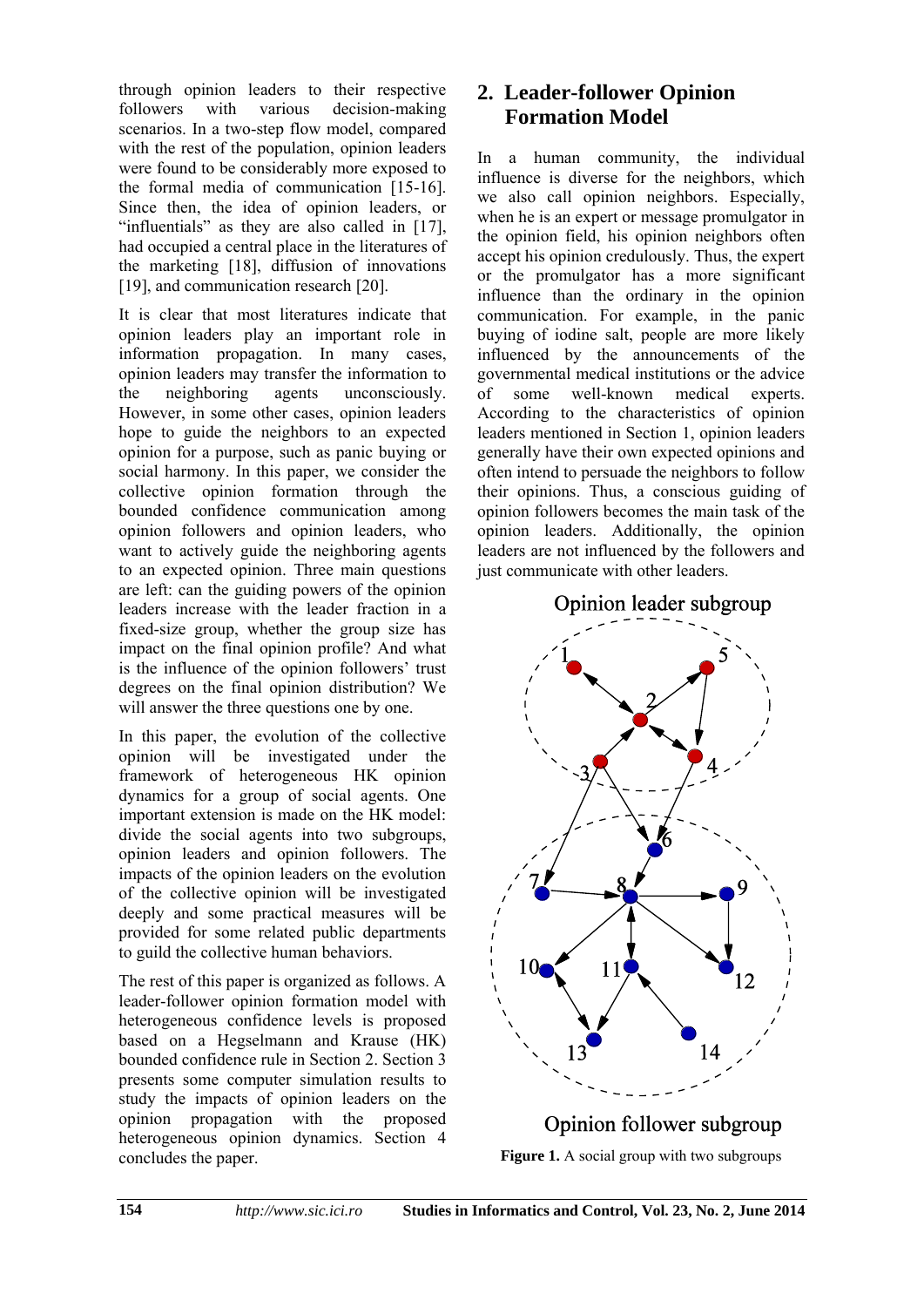through opinion leaders to their respective followers with various decision-making scenarios. In a two-step flow model, compared with the rest of the population, opinion leaders were found to be considerably more exposed to the formal media of communication [15-16]. Since then, the idea of opinion leaders, or "influentials" as they are also called in [17], had occupied a central place in the literatures of the marketing [18], diffusion of innovations [19], and communication research [20].

It is clear that most literatures indicate that opinion leaders play an important role in information propagation. In many cases, opinion leaders may transfer the information to the neighboring agents unconsciously. However, in some other cases, opinion leaders hope to guide the neighbors to an expected opinion for a purpose, such as panic buying or social harmony. In this paper, we consider the collective opinion formation through the bounded confidence communication among opinion followers and opinion leaders, who want to actively guide the neighboring agents to an expected opinion. Three main questions are left: can the guiding powers of the opinion leaders increase with the leader fraction in a fixed-size group, whether the group size has impact on the final opinion profile? And what is the influence of the opinion followers' trust degrees on the final opinion distribution? We will answer the three questions one by one.

In this paper, the evolution of the collective opinion will be investigated under the framework of heterogeneous HK opinion dynamics for a group of social agents. One important extension is made on the HK model: divide the social agents into two subgroups, opinion leaders and opinion followers. The impacts of the opinion leaders on the evolution of the collective opinion will be investigated deeply and some practical measures will be provided for some related public departments to guild the collective human behaviors.

The rest of this paper is organized as follows. A leader-follower opinion formation model with heterogeneous confidence levels is proposed based on a Hegselmann and Krause (HK) bounded confidence rule in Section 2. Section 3 presents some computer simulation results to study the impacts of opinion leaders on the opinion propagation with the proposed heterogeneous opinion dynamics. Section 4 concludes the paper.

## 2. Leader-follower Opinion Formation Model

In a human community, the individual influence is diverse for the neighbors, which we also call opinion neighbors. Especially, when he is an expert or message promulgator in the opinion field, his opinion neighbors often accept his opinion credulously. Thus, the expert or the promulgator has a more significant influence than the ordinary in the opinion communication. For example, in the panic buying of iodine salt, people are more likely influenced by the announcements of the governmental medical institutions or the advice of some well-known medical experts. According to the characteristics of opinion leaders mentioned in Section 1, opinion leaders generally have their own expected opinions and often intend to persuade the neighbors to follow their opinions. Thus, a conscious guiding of opinion followers becomes the main task of the opinion leaders. Additionally, the opinion leaders are not influenced by the followers and just communicate with other leaders.

**Figure 1.** A social group with two subgroups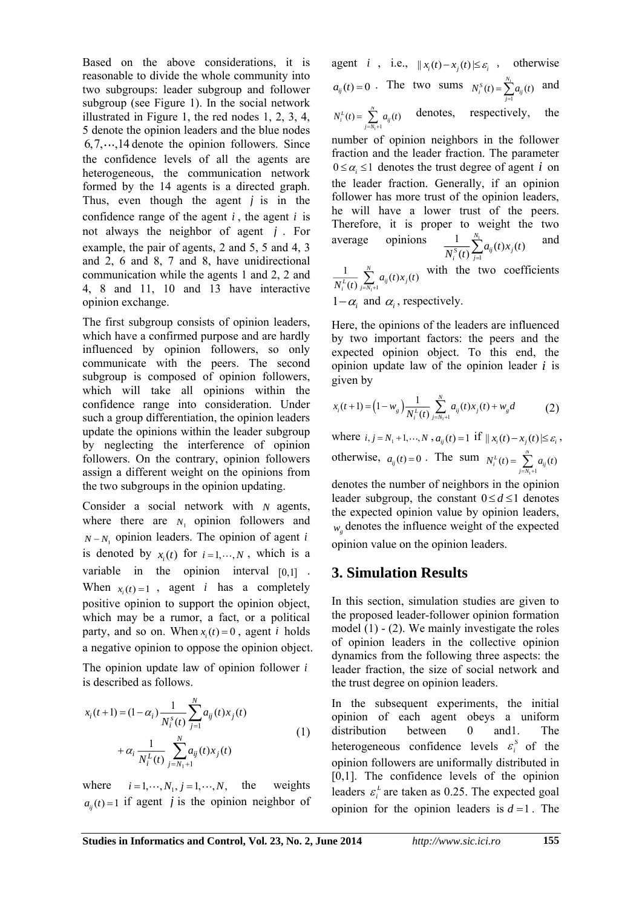Based on the above considerations, it is reasonable to divide the whole community into two subgroups: leader subgroup and follower subgroup (see Figure 1). In the social network illustrated in Figure 1, the red nodes 1, 2, 3, 4, 5 denote the opinion leaders and the blue nodes $6,7,\cdots,14$ denote the opinion followers. Since the confidence levels of all the agents are heterogeneous, the communication network formed by the 14 agents is a directed graph. Thus, even though the agent $j$ is in the confidence range of the agent $i$, the agent $i$ is not always the neighbor of agent $j$. For example, the pair of agents, 2 and 5, 5 and 4, 3 and 2, 6 and 8, 7 and 8, have unidirectional communication while the agents 1 and 2, 2 and 4, 8 and 11, 10 and 13 have interactive opinion exchange.

The first subgroup consists of opinion leaders, which have a confirmed purpose and are hardly influenced by opinion followers, so only communicate with the peers. The second subgroup is composed of opinion followers, which will take all opinions within the confidence range into consideration. Under such a group differentiation, the opinion leaders update the opinions within the leader subgroup by neglecting the interference of opinion followers. On the contrary, opinion followers assign a different weight on the opinions from the two subgroups in the opinion updating.

Consider a social network with $N$ agents, where there are $N_1$ opinion followers and $N-N_1$ opinion leaders. The opinion of agent $i$ is denoted by $x_i(t)$ for $i=1,\cdots,N$, which is a variable in the opinion interval $[0,1]$. When $x_i(t)=1$, agent $i$ has a completely positive opinion to support the opinion object, which may be a rumor, a fact, or a political party, and so on. When $x_i(t)=0$, agent $i$ holds a negative opinion to oppose the opinion object.

The opinion update law of opinion follower $i$ is described as follows.

$$
\begin{aligned}
x_i(t+1) &= (1-\alpha_i)\frac{1}{N_i^S(t)}\sum_{j=1}^{N} a_{ij}(t)x_j(t) \\
&\quad + \alpha_i \frac{1}{N_i^L(t)}\sum_{j=N_1+1}^{N} a_{ij}(t)x_j(t)
\end{aligned}
\tag{1}
$$

where $i=1,\cdots,N_1, j=1,\cdots,N,$ the weights $a_{ij}(t)=1$ if agent $j$ is the opinion neighbor of agent $i$, i.e., $\|x_i(t)-x_j(t)|\le \varepsilon_i$, otherwise $a_{ij}(t)=0$. The two sums $N_i^S(t)=\sum_{j=1}^{N_1} a_{ij}(t)$ and $N_i^L(t)=\sum_{j=N_1+1}^{N} a_{ij}(t)$ denotes, respectively, the number of opinion neighbors in the follower fraction and the leader fraction. The parameter $0\le\alpha_i\le 1$ denotes the trust degree of agent $i$ on the leader fraction. Generally, if an opinion follower has more trust of the opinion leaders, he will have a lower trust of the peers. Therefore, it is proper to weight the two average opinions $\frac{1}{N_i^S(t)}\sum_{j=1}^{N_1} a_{ij}(t)x_j(t)$ and $\frac{1}{N_i^L(t)}\sum_{j=N_1+1}^{N} a_{ij}(t)x_j(t)$ with the two coefficients $1-\alpha_i$ and $\alpha_i$, respectively.

Here, the opinions of the leaders are influenced by two important factors: the peers and the expected opinion object. To this end, the opinion update law of the opinion leader $i$ is given by

$$
x_i(t+1) = \left(1-w_g\right)\frac{1}{N_i^L(t)}\sum_{j=N_1+1}^{N} a_{ij}(t)x_j(t) + w_g d \tag{2}
$$

where $i,j=N_1+1,\cdots,N$, $a_{ij}(t)=1$ if $\|x_i(t)-x_j(t)|\le\varepsilon_i$, otherwise, $a_{ij}(t)=0$. The sum $N_i^L(t)=\sum_{j=N_1+1}^{N} a_{ij}(t)$ denotes the number of neighbors in the opinion leader subgroup, the constant $0\le d\le 1$ denotes the expected opinion value by opinion leaders, $w_g$ denotes the influence weight of the expected opinion value on the opinion leaders.

## 3. Simulation Results

In this section, simulation studies are given to the proposed leader-follower opinion formation model (1) - (2). We mainly investigate the roles of opinion leaders in the collective opinion dynamics from the following three aspects: the leader fraction, the size of social network and the trust degree on opinion leaders.

In the subsequent experiments, the initial opinion of each agent obeys a uniform distribution between 0 and1. The heterogeneous confidence levels $\varepsilon_i^S$ of the opinion followers are uniformally distributed in [0,1]. The confidence levels of the opinion leaders $\varepsilon_i^L$ are taken as 0.25. The expected goal opinion for the opinion leaders is $d=1$. The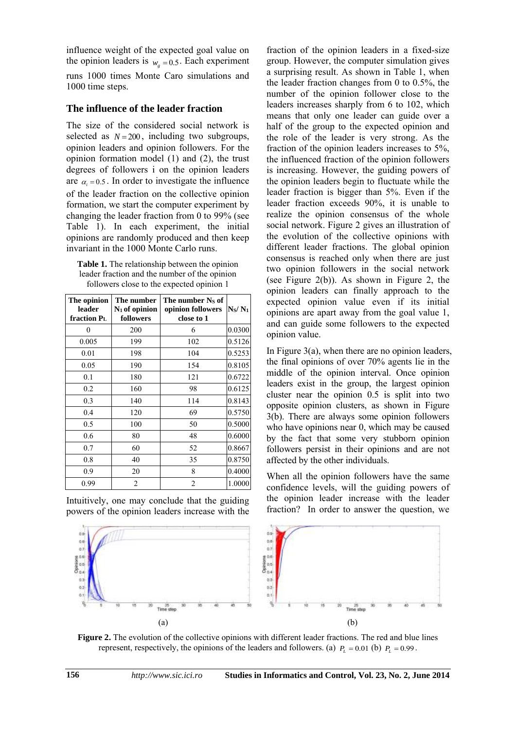influence weight of the expected goal value on the opinion leaders is $w_g = 0.5$. Each experiment runs 1000 times Monte Caro simulations and 1000 time steps.

## The influence of the leader fraction

The size of the considered social network is selected as $N = 200$, including two subgroups, opinion leaders and opinion followers. For the opinion formation model (1) and (2), the trust degrees of followers i on the opinion leaders are $\alpha_i = 0.5$. In order to investigate the influence of the leader fraction on the collective opinion formation, we start the computer experiment by changing the leader fraction from 0 to 99% (see Table 1). In each experiment, the initial opinions are randomly produced and then keep invariant in the 1000 Monte Carlo runs.

**Table 1.** The relationship between the opinion leader fraction and the number of the opinion followers close to the expected opinion 1

| The opinion leader fraction $P_L$ | The number $N_1$ of opinion followers | The number $N_S$ of opinion followers close to 1 | $N_S$/ $N_1$ |
|---|---|---|---|
| 0 | 200 | 6 | 0.0300 |
| 0.005 | 199 | 102 | 0.5126 |
| 0.01 | 198 | 104 | 0.5253 |
| 0.05 | 190 | 154 | 0.8105 |
| 0.1 | 180 | 121 | 0.6722 |
| 0.2 | 160 | 98 | 0.6125 |
| 0.3 | 140 | 114 | 0.8143 |
| 0.4 | 120 | 69 | 0.5750 |
| 0.5 | 100 | 50 | 0.5000 |
| 0.6 | 80 | 48 | 0.6000 |
| 0.7 | 60 | 52 | 0.8667 |
| 0.8 | 40 | 35 | 0.8750 |
| 0.9 | 20 | 8 | 0.4000 |
| 0.99 | 2 | 2 | 1.0000 |

Intuitively, one may conclude that the guiding powers of the opinion leaders increase with the fraction of the opinion leaders in a fixed-size group. However, the computer simulation gives a surprising result. As shown in Table 1, when the leader fraction changes from 0 to 0.5%, the number of the opinion follower close to the leaders increases sharply from 6 to 102, which means that only one leader can guide over a half of the group to the expected opinion and the role of the leader is very strong. As the fraction of the opinion leaders increases to 5%, the influenced fraction of the opinion followers is increasing. However, the guiding powers of the opinion leaders begin to fluctuate while the leader fraction is bigger than 5%. Even if the leader fraction exceeds 90%, it is unable to realize the opinion consensus of the whole social network. Figure 2 gives an illustration of the evolution of the collective opinions with different leader fractions. The global opinion consensus is reached only when there are just two opinion followers in the social network (see Figure 2(b)). As shown in Figure 2, the opinion leaders can finally approach to the expected opinion value even if its initial opinions are apart away from the goal value 1, and can guide some followers to the expected opinion value.

In Figure 3(a), when there are no opinion leaders, the final opinions of over 70% agents lie in the middle of the opinion interval. Once opinion leaders exist in the group, the largest opinion cluster near the opinion 0.5 is split into two opposite opinion clusters, as shown in Figure 3(b). There are always some opinion followers who have opinions near 0, which may be caused by the fact that some very stubborn opinion followers persist in their opinions and are not affected by the other individuals.

When all the opinion followers have the same confidence levels, will the guiding powers of the opinion leader increase with the leader fraction? In order to answer the question, we

(a) (b)

**Figure 2.** The evolution of the collective opinions with different leader fractions. The red and blue lines represent, respectively, the opinions of the leaders and followers. (a) $P_L = 0.01$ (b) $P_L = 0.99$.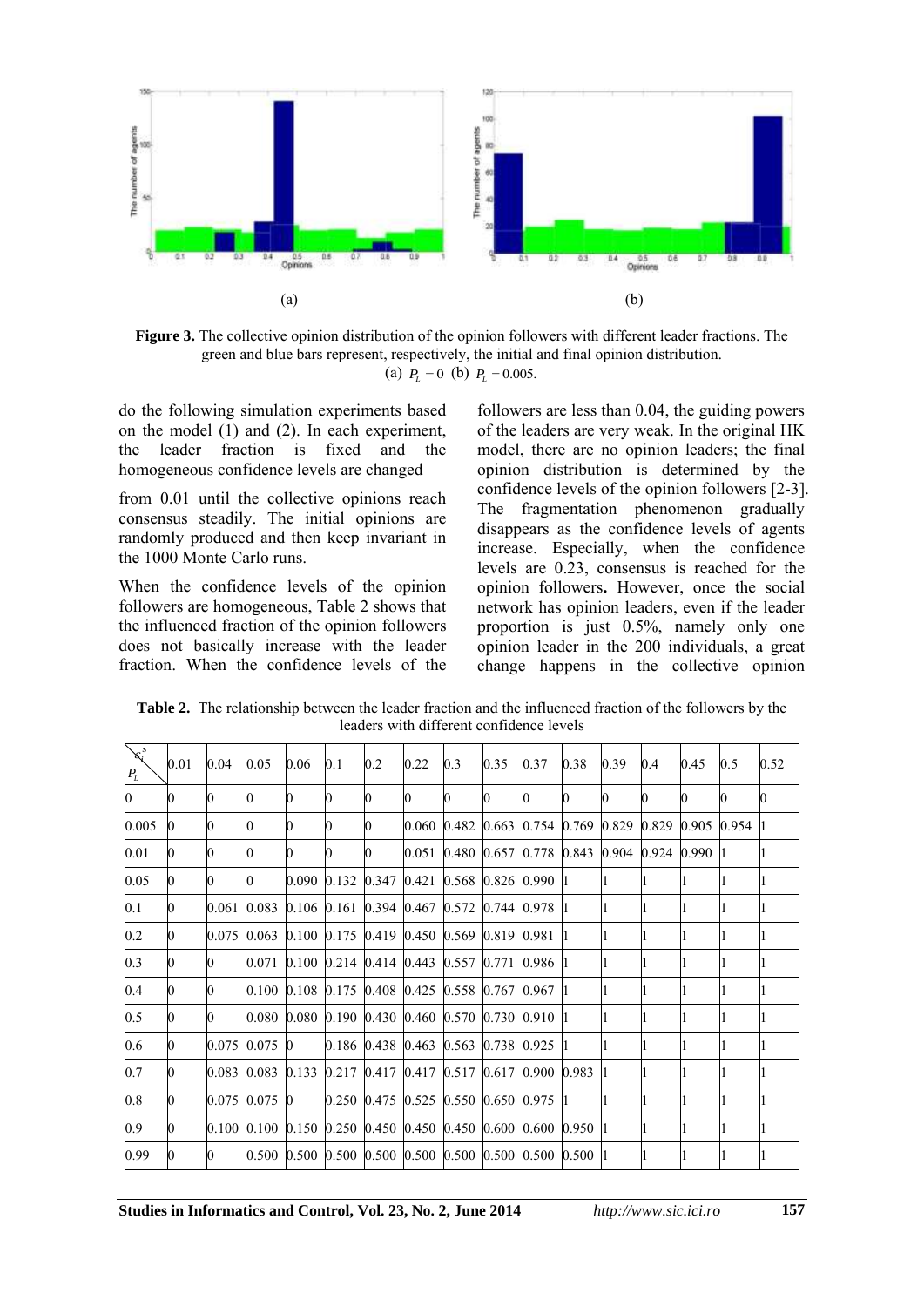**Figure 3.** The collective opinion distribution of the opinion followers with different leader fractions. The green and blue bars represent, respectively, the initial and final opinion distribution.
(a) $P_L = 0$ (b) $P_L = 0.005$.

do the following simulation experiments based on the model (1) and (2). In each experiment, the leader fraction is fixed and the homogeneous confidence levels are changed

from 0.01 until the collective opinions reach consensus steadily. The initial opinions are randomly produced and then keep invariant in the 1000 Monte Carlo runs.

When the confidence levels of the opinion followers are homogeneous, Table 2 shows that the influenced fraction of the opinion followers does not basically increase with the leader fraction. When the confidence levels of the followers are less than 0.04, the guiding powers of the leaders are very weak. In the original HK model, there are no opinion leaders; the final opinion distribution is determined by the confidence levels of the opinion followers [2-3]. The fragmentation phenomenon gradually disappears as the confidence levels of agents increase. Especially, when the confidence levels are 0.23, consensus is reached for the opinion followers**.** However, once the social network has opinion leaders, even if the leader proportion is just 0.5%, namely only one opinion leader in the 200 individuals, a great change happens in the collective opinion

**Table 2.** The relationship between the leader fraction and the influenced fraction of the followers by the leaders with different confidence levels

| $\varepsilon_i^S$ / $P_L$ | 0.01 | 0.04 | 0.05 | 0.06 | 0.1 | 0.2 | 0.22 | 0.3 | 0.35 | 0.37 | 0.38 | 0.39 | 0.4 | 0.45 | 0.5 | 0.52 |
|---|---|---|---|---|---|---|---|---|---|---|---|---|---|---|---|---|
| 0 | 0 | 0 | 0 | 0 | 0 | 0 | 0 | 0 | 0 | 0 | 0 | 0 | 0 | 0 | 0 | 0 |
| 0.005 | 0 | 0 | 0 | 0 | 0 | 0 | 0.060 | 0.482 | 0.663 | 0.754 | 0.769 | 0.829 | 0.829 | 0.905 | 0.954 | 1 |
| 0.01 | 0 | 0 | 0 | 0 | 0 | 0 | 0.051 | 0.480 | 0.657 | 0.778 | 0.843 | 0.904 | 0.924 | 0.990 | 1 | 1 |
| 0.05 | 0 | 0 | 0 | 0.090 | 0.132 | 0.347 | 0.421 | 0.568 | 0.826 | 0.990 | 1 | 1 | 1 | 1 | 1 | 1 |
| 0.1 | 0 | 0.061 | 0.083 | 0.106 | 0.161 | 0.394 | 0.467 | 0.572 | 0.744 | 0.978 | 1 | 1 | 1 | 1 | 1 | 1 |
| 0.2 | 0 | 0.075 | 0.063 | 0.100 | 0.175 | 0.419 | 0.450 | 0.569 | 0.819 | 0.981 | 1 | 1 | 1 | 1 | 1 | 1 |
| 0.3 | 0 | 0 | 0.071 | 0.100 | 0.214 | 0.414 | 0.443 | 0.557 | 0.771 | 0.986 | 1 | 1 | 1 | 1 | 1 | 1 |
| 0.4 | 0 | 0 | 0.100 | 0.108 | 0.175 | 0.408 | 0.425 | 0.558 | 0.767 | 0.967 | 1 | 1 | 1 | 1 | 1 | 1 |
| 0.5 | 0 | 0 | 0.080 | 0.080 | 0.190 | 0.430 | 0.460 | 0.570 | 0.730 | 0.910 | 1 | 1 | 1 | 1 | 1 | 1 |
| 0.6 | 0 | 0.075 | 0.075 | 0 | 0.186 | 0.438 | 0.463 | 0.563 | 0.738 | 0.925 | 1 | 1 | 1 | 1 | 1 | 1 |
| 0.7 | 0 | 0.083 | 0.083 | 0.133 | 0.217 | 0.417 | 0.417 | 0.517 | 0.617 | 0.900 | 0.983 | 1 | 1 | 1 | 1 | 1 |
| 0.8 | 0 | 0.075 | 0.075 | 0 | 0.250 | 0.475 | 0.525 | 0.550 | 0.650 | 0.975 | 1 | 1 | 1 | 1 | 1 | 1 |
| 0.9 | 0 | 0.100 | 0.100 | 0.150 | 0.250 | 0.450 | 0.450 | 0.450 | 0.600 | 0.600 | 0.950 | 1 | 1 | 1 | 1 | 1 |
| 0.99 | 0 | 0 | 0.500 | 0.500 | 0.500 | 0.500 | 0.500 | 0.500 | 0.500 | 0.500 | 0.500 | 1 | 1 | 1 | 1 | 1 |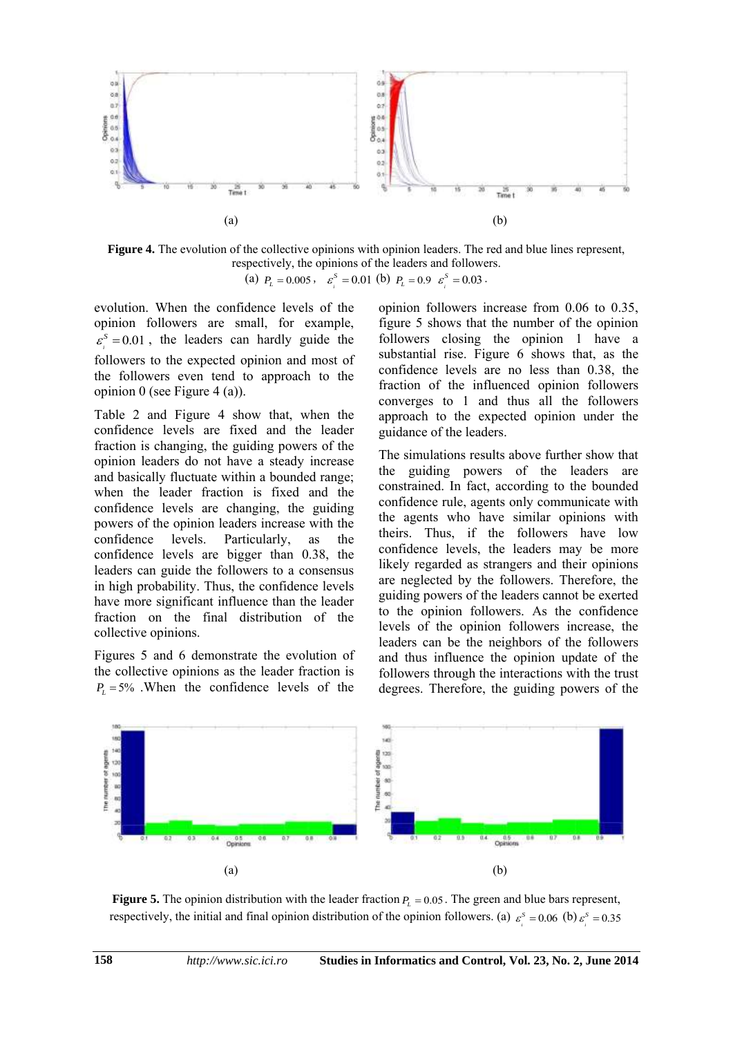**Figure 4.** The evolution of the collective opinions with opinion leaders. The red and blue lines represent, respectively, the opinions of the leaders and followers.
(a) $P_L = 0.005$, $\varepsilon_i^S = 0.01$ (b) $P_L = 0.9$ $\varepsilon_i^S = 0.03$.

evolution. When the confidence levels of the opinion followers are small, for example, $\varepsilon_i^S = 0.01$, the leaders can hardly guide the followers to the expected opinion and most of the followers even tend to approach to the opinion 0 (see Figure 4 (a)).

Table 2 and Figure 4 show that, when the confidence levels are fixed and the leader fraction is changing, the guiding powers of the opinion leaders do not have a steady increase and basically fluctuate within a bounded range; when the leader fraction is fixed and the confidence levels are changing, the guiding powers of the opinion leaders increase with the confidence levels. Particularly, as the confidence levels are bigger than 0.38, the leaders can guide the followers to a consensus in high probability. Thus, the confidence levels have more significant influence than the leader fraction on the final distribution of the collective opinions.

Figures 5 and 6 demonstrate the evolution of the collective opinions as the leader fraction is $P_L = 5\%$. When the confidence levels of the opinion followers increase from 0.06 to 0.35, figure 5 shows that the number of the opinion followers closing the opinion 1 have a substantial rise. Figure 6 shows that, as the confidence levels are no less than 0.38, the fraction of the influenced opinion followers converges to 1 and thus all the followers approach to the expected opinion under the guidance of the leaders.

The simulations results above further show that the guiding powers of the leaders are constrained. In fact, according to the bounded confidence rule, agents only communicate with the agents who have similar opinions with theirs. Thus, if the followers have low confidence levels, the leaders may be more likely regarded as strangers and their opinions are neglected by the followers. Therefore, the guiding powers of the leaders cannot be exerted to the opinion followers. As the confidence levels of the opinion followers increase, the leaders can be the neighbors of the followers and thus influence the opinion update of the followers through the interactions with the trust degrees. Therefore, the guiding powers of the

**Figure 5.** The opinion distribution with the leader fraction $P_L = 0.05$. The green and blue bars represent, respectively, the initial and final opinion distribution of the opinion followers. (a) $\varepsilon_i^S = 0.06$ (b) $\varepsilon_i^S = 0.35$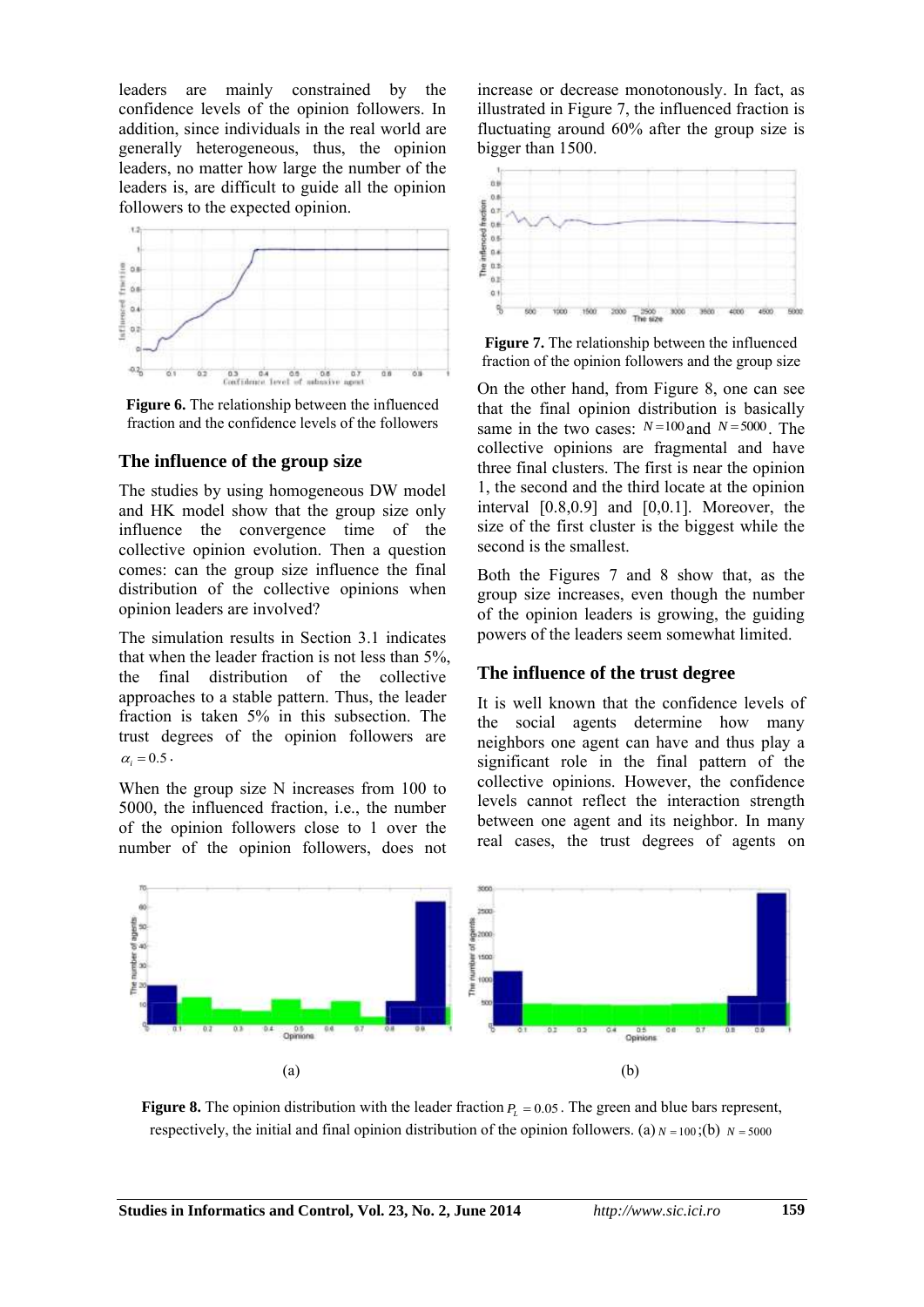leaders are mainly constrained by the confidence levels of the opinion followers. In addition, since individuals in the real world are generally heterogeneous, thus, the opinion leaders, no matter how large the number of the leaders is, are difficult to guide all the opinion followers to the expected opinion.

**Figure 6.** The relationship between the influenced fraction and the confidence levels of the followers

## The influence of the group size

The studies by using homogeneous DW model and HK model show that the group size only influence the convergence time of the collective opinion evolution. Then a question comes: can the group size influence the final distribution of the collective opinions when opinion leaders are involved?

The simulation results in Section 3.1 indicates that when the leader fraction is not less than 5%, the final distribution of the collective approaches to a stable pattern. Thus, the leader fraction is taken 5% in this subsection. The trust degrees of the opinion followers are $\alpha_i = 0.5$.

When the group size N increases from 100 to 5000, the influenced fraction, i.e., the number of the opinion followers close to 1 over the number of the opinion followers, does not increase or decrease monotonously. In fact, as illustrated in Figure 7, the influenced fraction is fluctuating around 60% after the group size is bigger than 1500.

**Figure 7.** The relationship between the influenced fraction of the opinion followers and the group size

On the other hand, from Figure 8, one can see that the final opinion distribution is basically same in the two cases: $N = 100$ and $N = 5000$. The collective opinions are fragmental and have three final clusters. The first is near the opinion 1, the second and the third locate at the opinion interval [0.8,0.9] and [0,0.1]. Moreover, the size of the first cluster is the biggest while the second is the smallest.

Both the Figures 7 and 8 show that, as the group size increases, even though the number of the opinion leaders is growing, the guiding powers of the leaders seem somewhat limited.

## The influence of the trust degree

It is well known that the confidence levels of the social agents determine how many neighbors one agent can have and thus play a significant role in the final pattern of the collective opinions. However, the confidence levels cannot reflect the interaction strength between one agent and its neighbor. In many real cases, the trust degrees of agents on

(a)

(b)

**Figure 8.** The opinion distribution with the leader fraction $P_L = 0.05$. The green and blue bars represent, respectively, the initial and final opinion distribution of the opinion followers. (a) $N = 100$; (b) $N = 5000$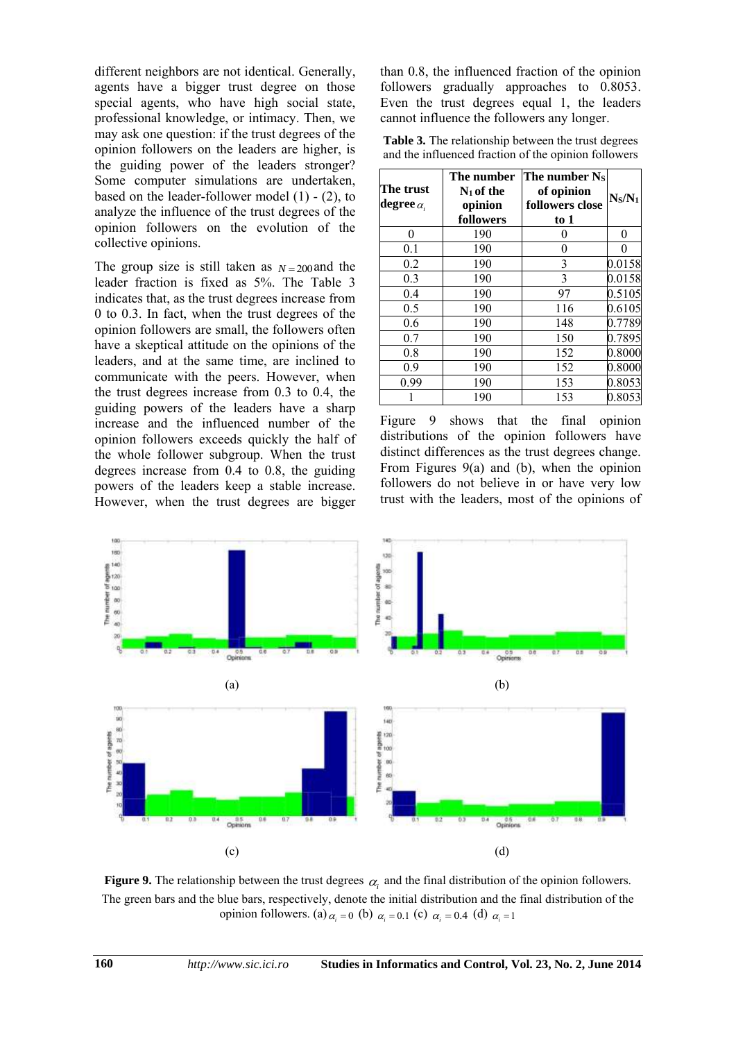different neighbors are not identical. Generally, agents have a bigger trust degree on those special agents, who have high social state, professional knowledge, or intimacy. Then, we may ask one question: if the trust degrees of the opinion followers on the leaders are higher, is the guiding power of the leaders stronger? Some computer simulations are undertaken, based on the leader-follower model (1) - (2), to analyze the influence of the trust degrees of the opinion followers on the evolution of the collective opinions.

The group size is still taken as $N = 200$ and the leader fraction is fixed as 5%. The Table 3 indicates that, as the trust degrees increase from 0 to 0.3. In fact, when the trust degrees of the opinion followers are small, the followers often have a skeptical attitude on the opinions of the leaders, and at the same time, are inclined to communicate with the peers. However, when the trust degrees increase from 0.3 to 0.4, the guiding powers of the leaders have a sharp increase and the influenced number of the opinion followers exceeds quickly the half of the whole follower subgroup. When the trust degrees increase from 0.4 to 0.8, the guiding powers of the leaders keep a stable increase. However, when the trust degrees are bigger than 0.8, the influenced fraction of the opinion followers gradually approaches to 0.8053. Even the trust degrees equal 1, the leaders cannot influence the followers any longer.

**Table 3.** The relationship between the trust degrees and the influenced fraction of the opinion followers

| The trust degree $\alpha_i$ | The number $N_1$ of the opinion followers | The number $N_S$ of opinion followers close to 1 | $N_S/N_1$ |
|---|---|---|---|
| 0 | 190 | 0 | 0 |
| 0.1 | 190 | 0 | 0 |
| 0.2 | 190 | 3 | 0.0158 |
| 0.3 | 190 | 3 | 0.0158 |
| 0.4 | 190 | 97 | 0.5105 |
| 0.5 | 190 | 116 | 0.6105 |
| 0.6 | 190 | 148 | 0.7789 |
| 0.7 | 190 | 150 | 0.7895 |
| 0.8 | 190 | 152 | 0.8000 |
| 0.9 | 190 | 152 | 0.8000 |
| 0.99 | 190 | 153 | 0.8053 |
| 1 | 190 | 153 | 0.8053 |

Figure 9 shows that the final opinion distributions of the opinion followers have distinct differences as the trust degrees change. From Figures 9(a) and (b), when the opinion followers do not believe in or have very low trust with the leaders, most of the opinions of

(a) (b)

(c) (d)

**Figure 9.** The relationship between the trust degrees $\alpha_i$ and the final distribution of the opinion followers. The green bars and the blue bars, respectively, denote the initial distribution and the final distribution of the opinion followers. (a) $\alpha_i = 0$ (b) $\alpha_i = 0.1$ (c) $\alpha_i = 0.4$ (d) $\alpha_i = 1$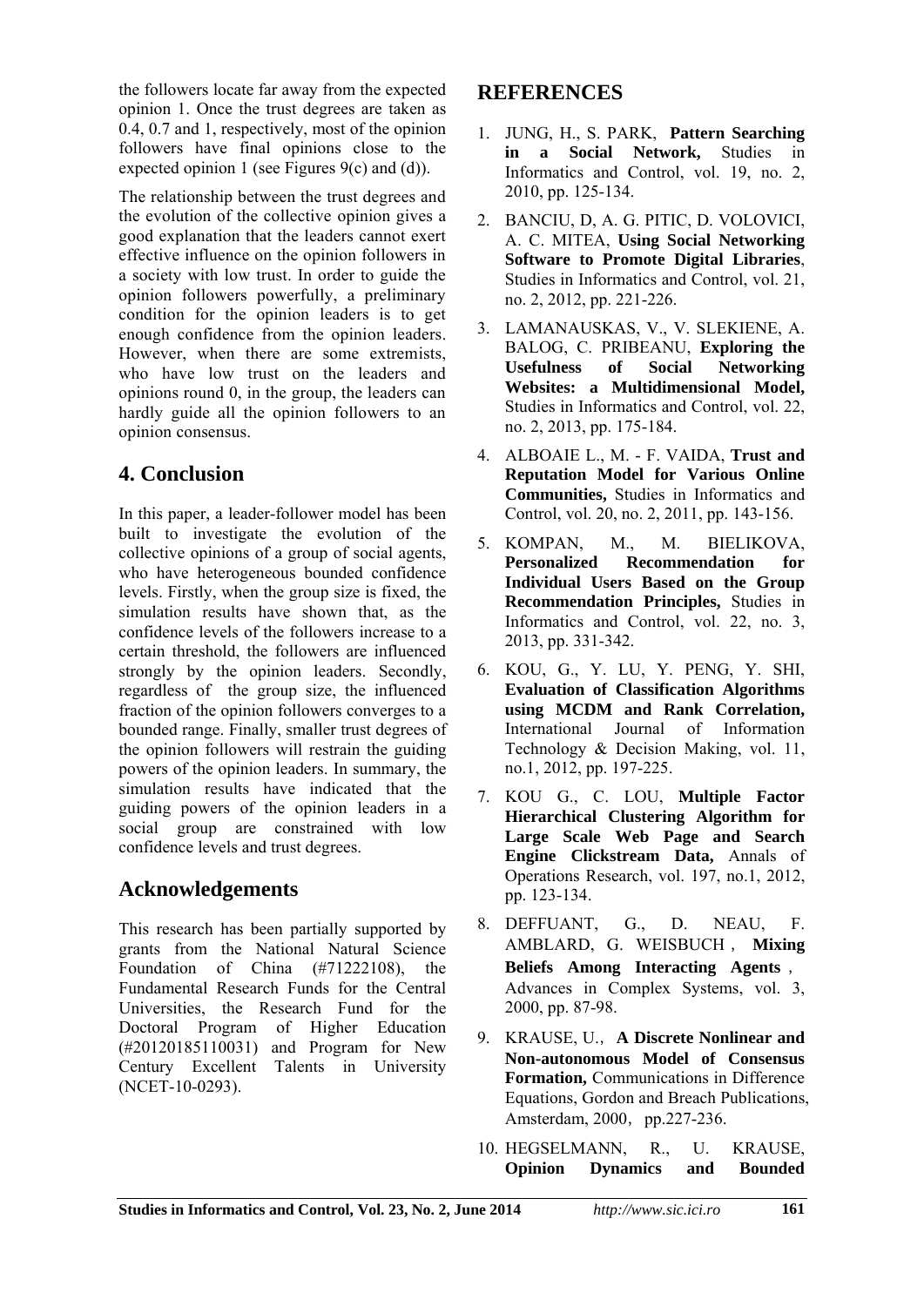the followers locate far away from the expected opinion 1. Once the trust degrees are taken as 0.4, 0.7 and 1, respectively, most of the opinion followers have final opinions close to the expected opinion 1 (see Figures 9(c) and (d)).

The relationship between the trust degrees and the evolution of the collective opinion gives a good explanation that the leaders cannot exert effective influence on the opinion followers in a society with low trust. In order to guide the opinion followers powerfully, a preliminary condition for the opinion leaders is to get enough confidence from the opinion leaders. However, when there are some extremists, who have low trust on the leaders and opinions round 0, in the group, the leaders can hardly guide all the opinion followers to an opinion consensus.

## 4. Conclusion

In this paper, a leader-follower model has been built to investigate the evolution of the collective opinions of a group of social agents, who have heterogeneous bounded confidence levels. Firstly, when the group size is fixed, the simulation results have shown that, as the confidence levels of the followers increase to a certain threshold, the followers are influenced strongly by the opinion leaders. Secondly, regardless of the group size, the influenced fraction of the opinion followers converges to a bounded range. Finally, smaller trust degrees of the opinion followers will restrain the guiding powers of the opinion leaders. In summary, the simulation results have indicated that the guiding powers of the opinion leaders in a social group are constrained with low confidence levels and trust degrees.

## Acknowledgements

This research has been partially supported by grants from the National Natural Science Foundation of China (#71222108), the Fundamental Research Funds for the Central Universities, the Research Fund for the Doctoral Program of Higher Education (#20120185110031) and Program for New Century Excellent Talents in University (NCET-10-0293).

## REFERENCES

1. JUNG, H., S. PARK, **Pattern Searching in a Social Network,** Studies in Informatics and Control, vol. 19, no. 2, 2010, pp. 125-134.
2. BANCIU, D, A. G. PITIC, D. VOLOVICI, A. C. MITEA, **Using Social Networking Software to Promote Digital Libraries**, Studies in Informatics and Control, vol. 21, no. 2, 2012, pp. 221-226.
3. LAMANAUSKAS, V., V. SLEKIENE, A. BALOG, C. PRIBEANU, **Exploring the Usefulness of Social Networking Websites: a Multidimensional Model,** Studies in Informatics and Control, vol. 22, no. 2, 2013, pp. 175-184.
4. ALBOAIE L., M. - F. VAIDA, **Trust and Reputation Model for Various Online Communities,** Studies in Informatics and Control, vol. 20, no. 2, 2011, pp. 143-156.
5. KOMPAN, M., M. BIELIKOVA, **Personalized Recommendation for Individual Users Based on the Group Recommendation Principles,** Studies in Informatics and Control, vol. 22, no. 3, 2013, pp. 331-342.
6. KOU, G., Y. LU, Y. PENG, Y. SHI, **Evaluation of Classification Algorithms using MCDM and Rank Correlation,** International Journal of Information Technology & Decision Making, vol. 11, no.1, 2012, pp. 197-225.
7. KOU G., C. LOU, **Multiple Factor Hierarchical Clustering Algorithm for Large Scale Web Page and Search Engine Clickstream Data,** Annals of Operations Research, vol. 197, no.1, 2012, pp. 123-134.
8. DEFFUANT, G., D. NEAU, F. AMBLARD, G. WEISBUCH , **Mixing Beliefs Among Interacting Agents** , Advances in Complex Systems, vol. 3, 2000, pp. 87-98.
9. KRAUSE, U., **A Discrete Nonlinear and Non-autonomous Model of Consensus Formation,** Communications in Difference Equations, Gordon and Breach Publications, Amsterdam, 2000, pp.227-236.
10. HEGSELMANN, R., U. KRAUSE, **Opinion Dynamics and Bounded**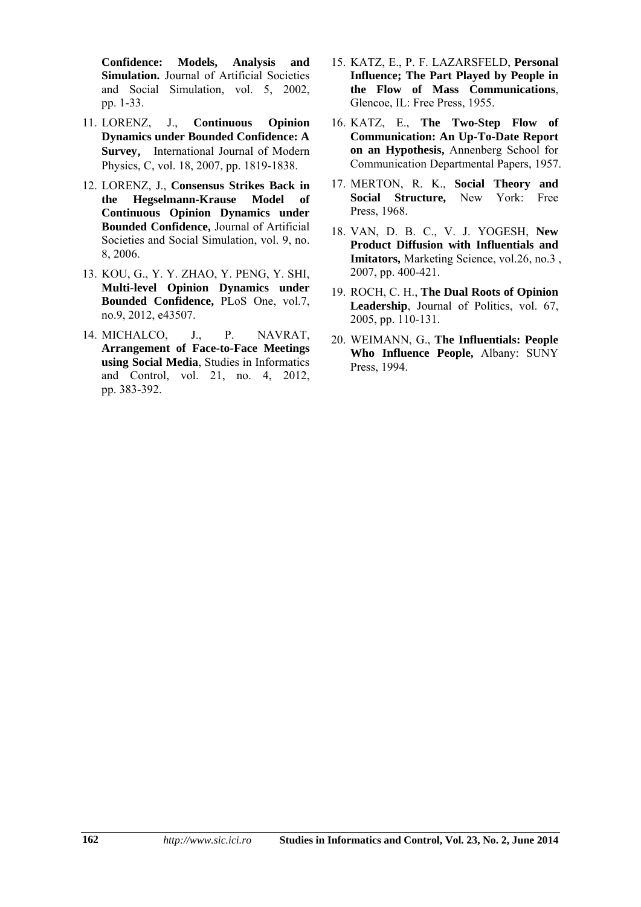**Confidence: Models, Analysis and Simulation.** Journal of Artificial Societies and Social Simulation, vol. 5, 2002, pp. 1-33.

11. LORENZ, J., **Continuous Opinion Dynamics under Bounded Confidence: A Survey**, International Journal of Modern Physics, C, vol. 18, 2007, pp. 1819-1838.

12. LORENZ, J., **Consensus Strikes Back in the Hegselmann-Krause Model of Continuous Opinion Dynamics under Bounded Confidence,** Journal of Artificial Societies and Social Simulation, vol. 9, no. 8, 2006.

13. KOU, G., Y. Y. ZHAO, Y. PENG, Y. SHI, **Multi-level Opinion Dynamics under Bounded Confidence,** PLoS One, vol.7, no.9, 2012, e43507.

14. MICHALCO, J., P. NAVRAT, **Arrangement of Face-to-Face Meetings using Social Media**, Studies in Informatics and Control, vol. 21, no. 4, 2012, pp. 383-392.

15. KATZ, E., P. F. LAZARSFELD, **Personal Influence; The Part Played by People in the Flow of Mass Communications**, Glencoe, IL: Free Press, 1955.

16. KATZ, E., **The Two-Step Flow of Communication: An Up-To-Date Report on an Hypothesis,** Annenberg School for Communication Departmental Papers, 1957.

17. MERTON, R. K., **Social Theory and Social Structure,** New York: Free Press, 1968.

18. VAN, D. B. C., V. J. YOGESH, **New Product Diffusion with Influentials and Imitators,** Marketing Science, vol.26, no.3 , 2007, pp. 400-421.

19. ROCH, C. H., **The Dual Roots of Opinion Leadership**, Journal of Politics, vol. 67, 2005, pp. 110-131.

20. WEIMANN, G., **The Influentials: People Who Influence People,** Albany: SUNY Press, 1994.